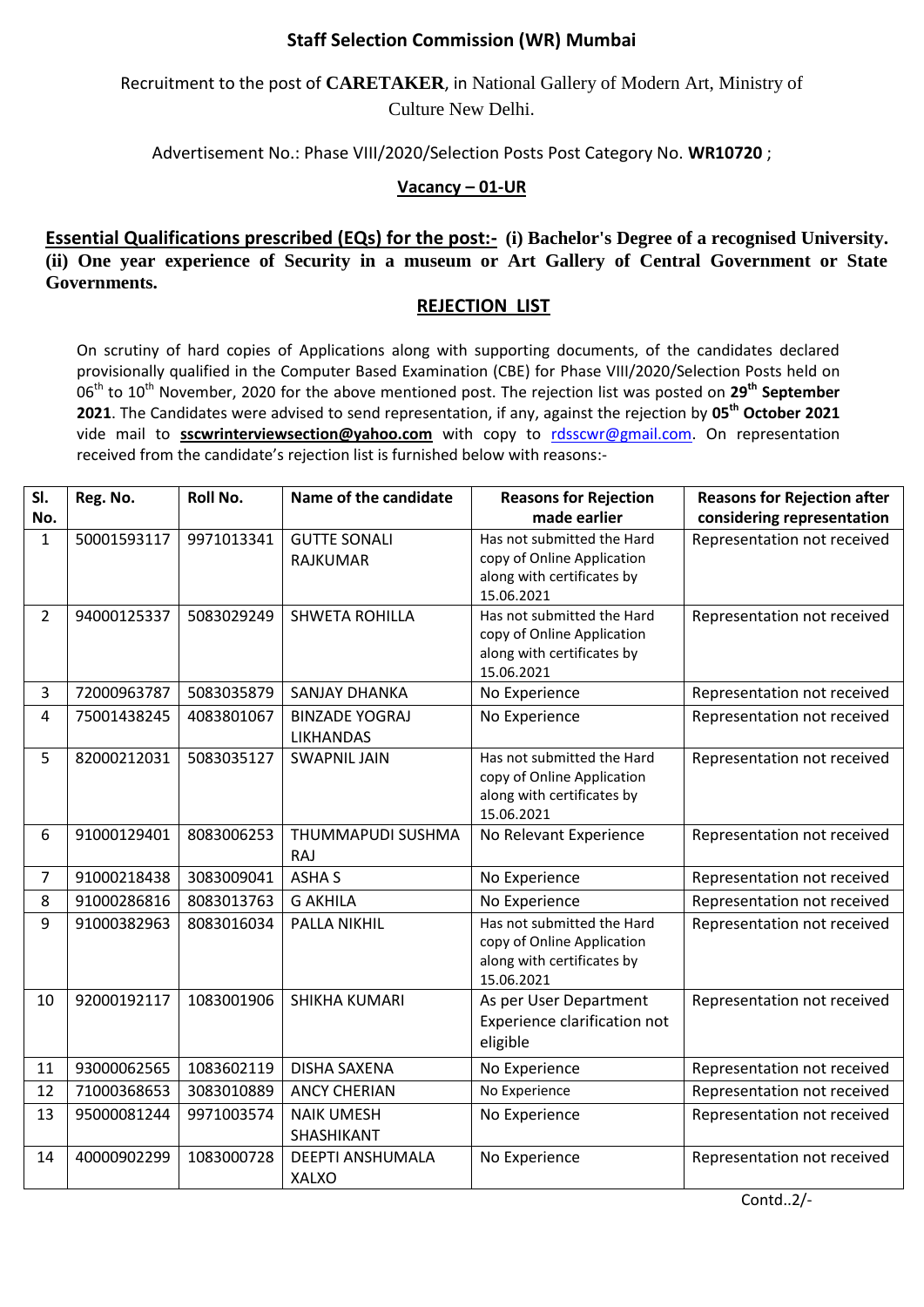## Staff Selection Commission (WR) Mumbai

Recruitment to the post of **CARETAKER**, in National Gallery of Modern Art, Ministry of Culture New Delhi.

Advertisement No.: Phase VIII/2020/Selection Posts Post Category No. **WR10720** ;

**Vacancy – 01-UR**

**Essential Qualifications prescribed (EQs) for the post:- (i) Bachelor's Degree of a recognised University. (ii) One year experience of Security in a museum or Art Gallery of Central Government or State Governments.**

## REJECTION LIST

On scrutiny of hard copies of Applications along with supporting documents, of the candidates declared provisionally qualified in the Computer Based Examination (CBE) for Phase VIII/2020/Selection Posts held on 06th to 10th November, 2020 for the above mentioned post. The rejection list was posted on **29th September 2021**. The Candidates were advised to send representation, if any, against the rejection by **05th October 2021** vide mail to **sscwrinterviewsection@yahoo.com** with copy to rdsscwr@gmail.com. On representation received from the candidate's rejection list is furnished below with reasons:-

| Sl. No. | Reg. No. | Roll No. | Name of the candidate | Reasons for Rejection made earlier | Reasons for Rejection after considering representation |
|---|---|---|---|---|---|
| 1 | 50001593117 | 9971013341 | GUTTE SONALI RAJKUMAR | Has not submitted the Hard copy of Online Application along with certificates by 15.06.2021 | Representation not received |
| 2 | 94000125337 | 5083029249 | SHWETA ROHILLA | Has not submitted the Hard copy of Online Application along with certificates by 15.06.2021 | Representation not received |
| 3 | 72000963787 | 5083035879 | SANJAY DHANKA | No Experience | Representation not received |
| 4 | 75001438245 | 4083801067 | BINZADE YOGRAJ LIKHANDAS | No Experience | Representation not received |
| 5 | 82000212031 | 5083035127 | SWAPNIL JAIN | Has not submitted the Hard copy of Online Application along with certificates by 15.06.2021 | Representation not received |
| 6 | 91000129401 | 8083006253 | THUMMAPUDI SUSHMA RAJ | No Relevant Experience | Representation not received |
| 7 | 91000218438 | 3083009041 | ASHA S | No Experience | Representation not received |
| 8 | 91000286816 | 8083013763 | G AKHILA | No Experience | Representation not received |
| 9 | 91000382963 | 8083016034 | PALLA NIKHIL | Has not submitted the Hard copy of Online Application along with certificates by 15.06.2021 | Representation not received |
| 10 | 92000192117 | 1083001906 | SHIKHA KUMARI | As per User Department Experience clarification not eligible | Representation not received |
| 11 | 93000062565 | 1083602119 | DISHA SAXENA | No Experience | Representation not received |
| 12 | 71000368653 | 3083010889 | ANCY CHERIAN | No Experience | Representation not received |
| 13 | 95000081244 | 9971003574 | NAIK UMESH SHASHIKANT | No Experience | Representation not received |
| 14 | 40000902299 | 1083000728 | DEEPTI ANSHUMALA XALXO | No Experience | Representation not received |

Contd..2/-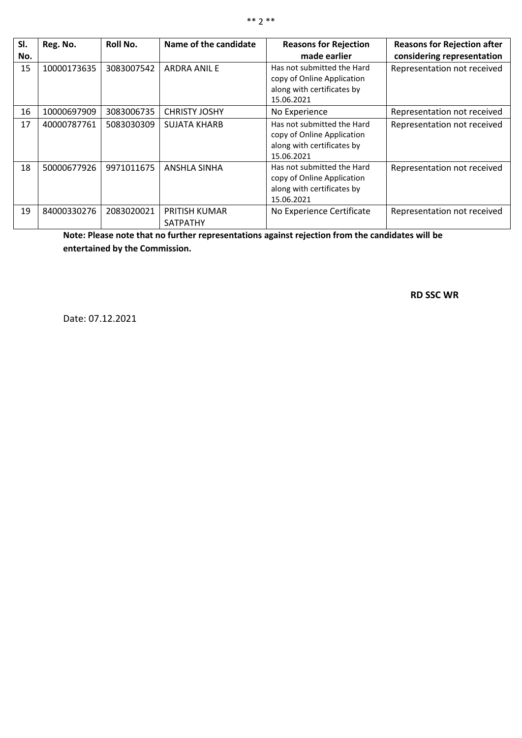| Sl. No. | Reg. No. | Roll No. | Name of the candidate | Reasons for Rejection made earlier | Reasons for Rejection after considering representation |
|---|---|---|---|---|---|
| 15 | 10000173635 | 3083007542 | ARDRA ANIL E | Has not submitted the Hard copy of Online Application along with certificates by 15.06.2021 | Representation not received |
| 16 | 10000697909 | 3083006735 | CHRISTY JOSHY | No Experience | Representation not received |
| 17 | 40000787761 | 5083030309 | SUJATA KHARB | Has not submitted the Hard copy of Online Application along with certificates by 15.06.2021 | Representation not received |
| 18 | 50000677926 | 9971011675 | ANSHLA SINHA | Has not submitted the Hard copy of Online Application along with certificates by 15.06.2021 | Representation not received |
| 19 | 84000330276 | 2083020021 | PRITISH KUMAR SATPATHY | No Experience Certificate | Representation not received |

**Note: Please note that no further representations against rejection from the candidates will be entertained by the Commission.**

**RD SSC WR**

Date: 07.12.2021